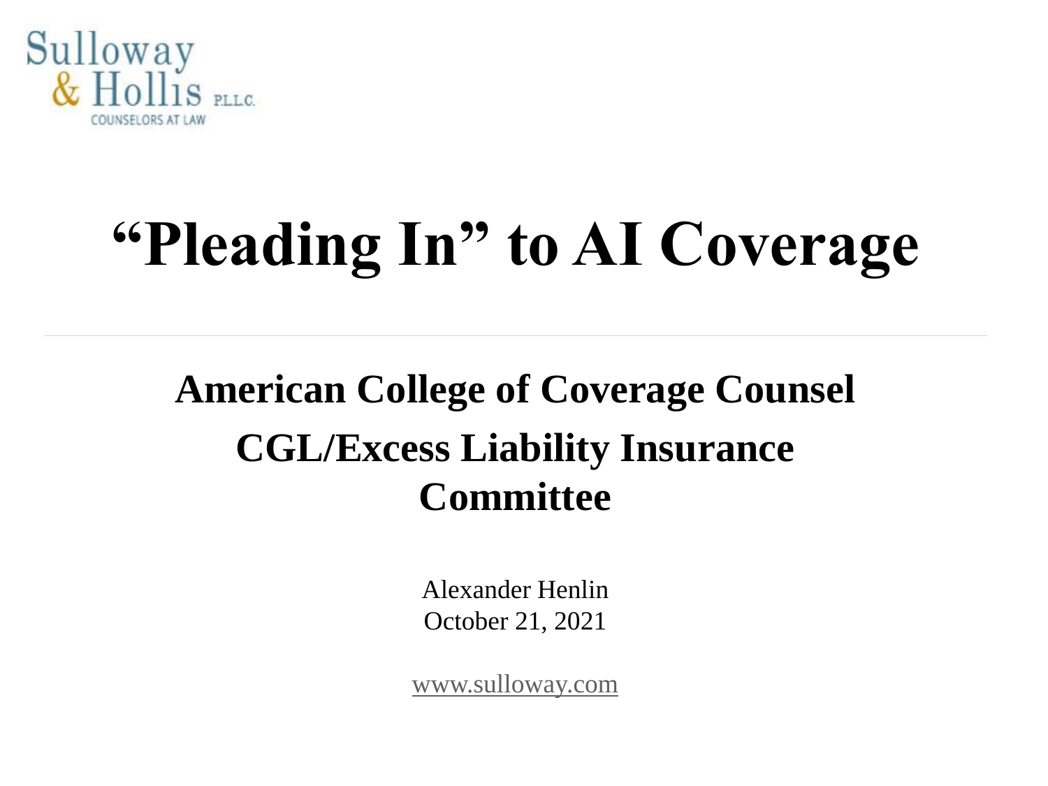Sulloway & Hollis P.L.L.C.
COUNSELORS AT LAW

# "Pleading In" to AI Coverage

---

## American College of Coverage Counsel
## CGL/Excess Liability Insurance Committee

Alexander Henlin
October 21, 2021

www.sulloway.com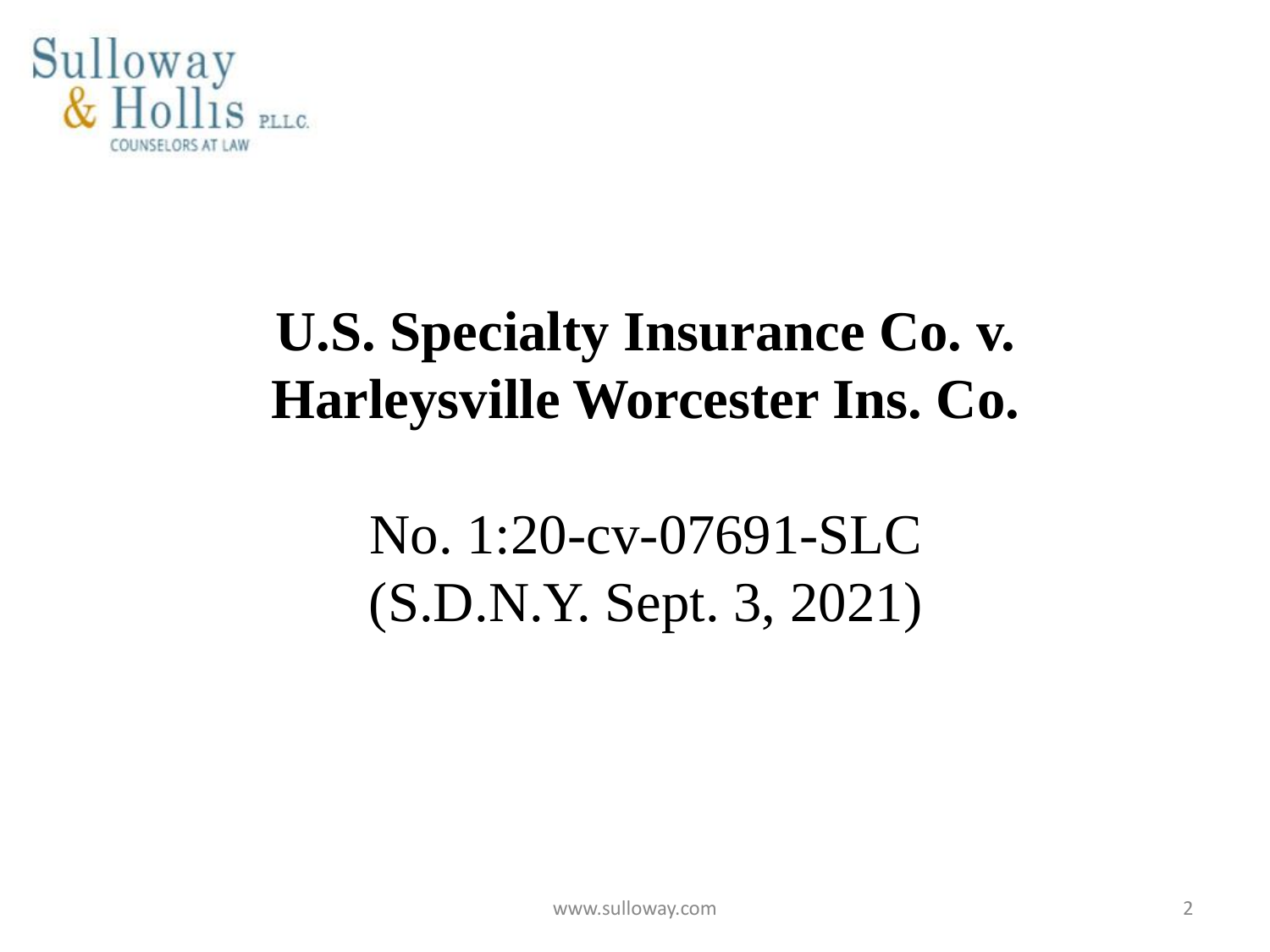# U.S. Specialty Insurance Co. v. Harleysville Worcester Ins. Co.

No. 1:20-cv-07691-SLC
(S.D.N.Y. Sept. 3, 2021)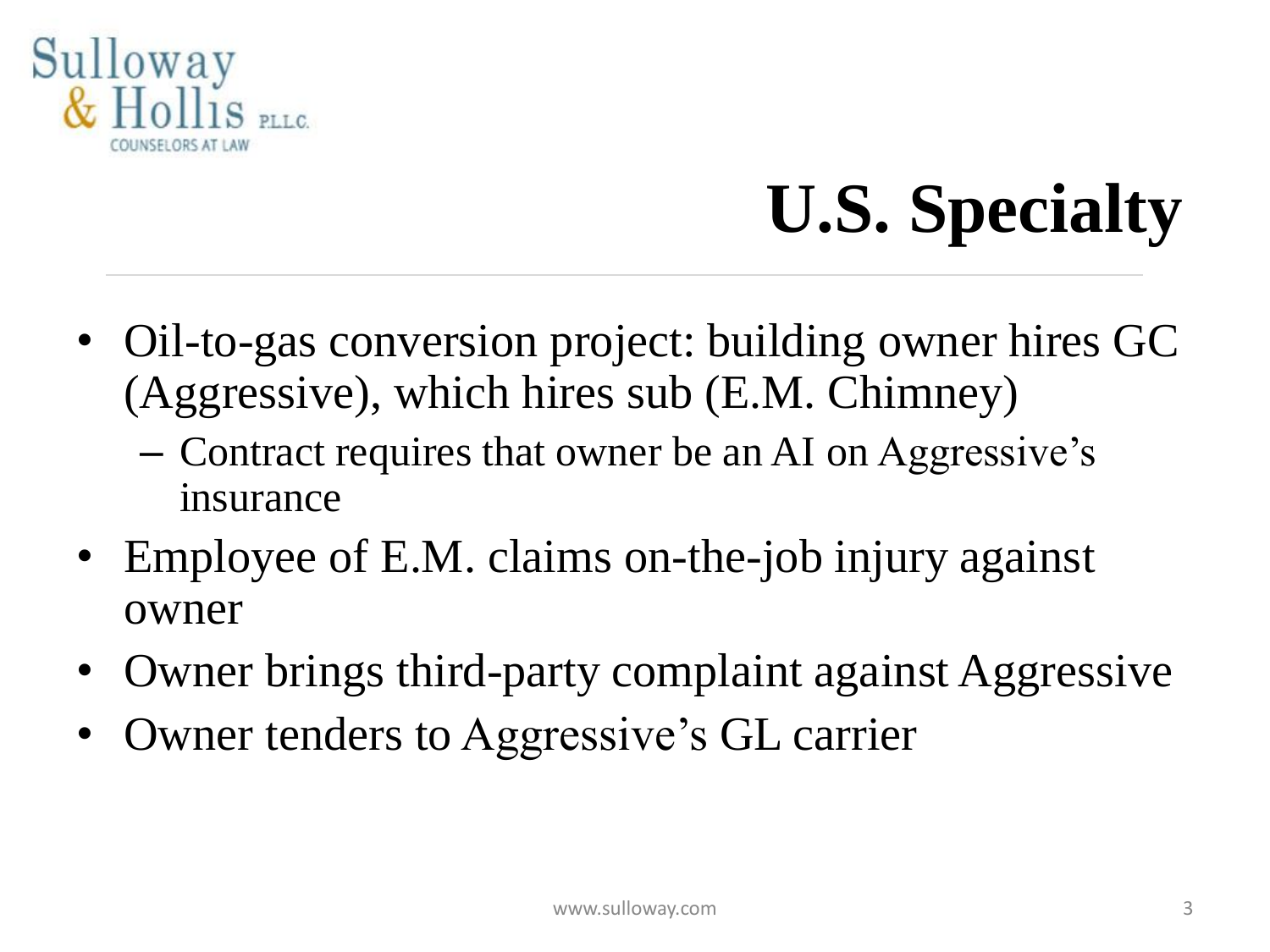# U.S. Specialty

- Oil-to-gas conversion project: building owner hires GC (Aggressive), which hires sub (E.M. Chimney)
  - Contract requires that owner be an AI on Aggressive's insurance
- Employee of E.M. claims on-the-job injury against owner
- Owner brings third-party complaint against Aggressive
- Owner tenders to Aggressive's GL carrier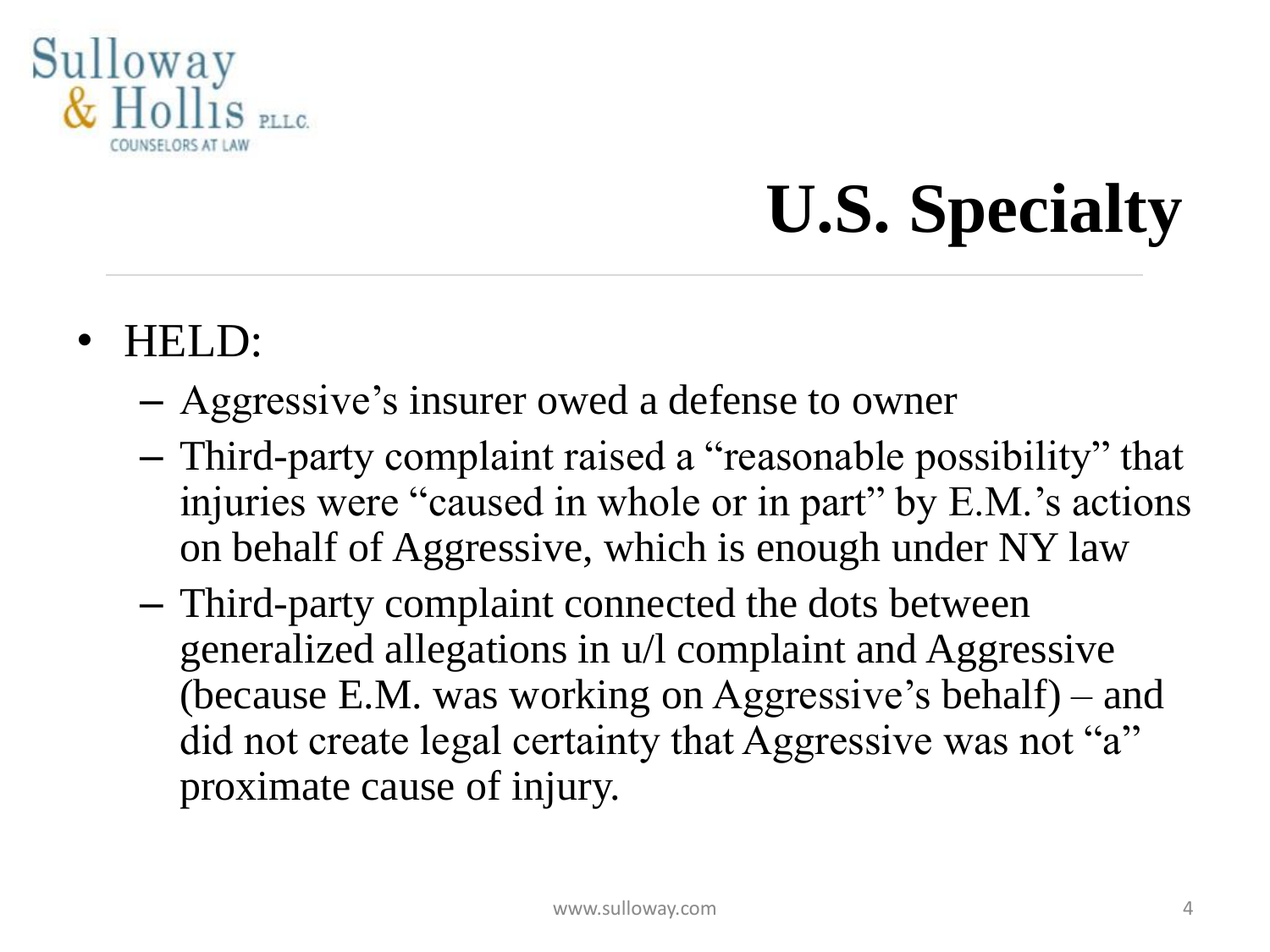# U.S. Specialty

- HELD:
  - Aggressive's insurer owed a defense to owner
  - Third-party complaint raised a "reasonable possibility" that injuries were "caused in whole or in part" by E.M.'s actions on behalf of Aggressive, which is enough under NY law
  - Third-party complaint connected the dots between generalized allegations in u/l complaint and Aggressive (because E.M. was working on Aggressive's behalf) – and did not create legal certainty that Aggressive was not "a" proximate cause of injury.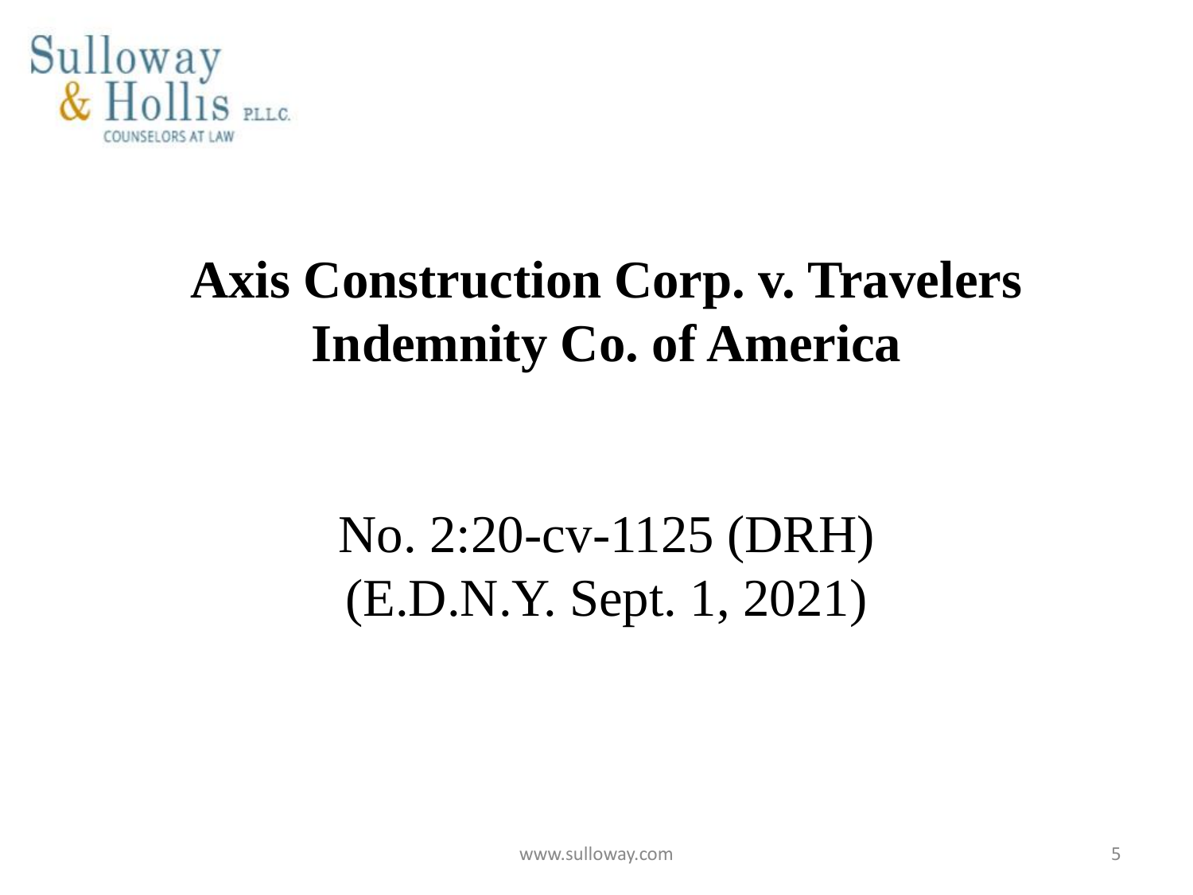# Axis Construction Corp. v. Travelers Indemnity Co. of America

No. 2:20-cv-1125 (DRH)
(E.D.N.Y. Sept. 1, 2021)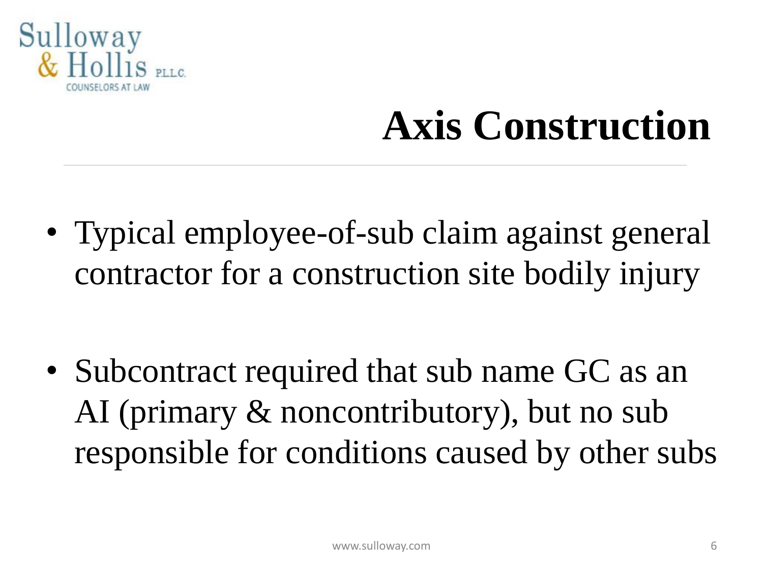# Axis Construction

- Typical employee-of-sub claim against general contractor for a construction site bodily injury
- Subcontract required that sub name GC as an AI (primary & noncontributory), but no sub responsible for conditions caused by other subs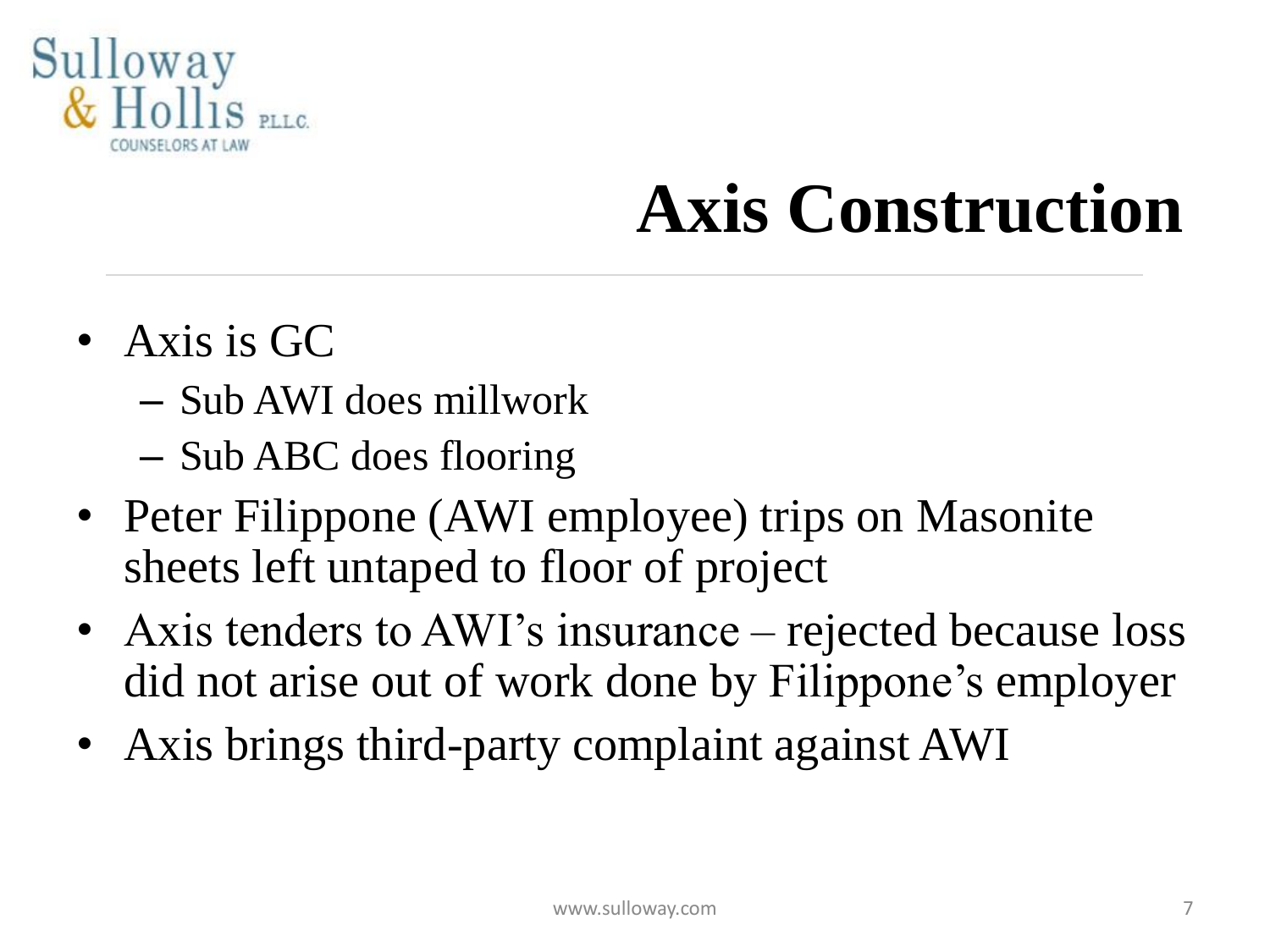# Axis Construction

- Axis is GC
  - Sub AWI does millwork
  - Sub ABC does flooring
- Peter Filippone (AWI employee) trips on Masonite sheets left untaped to floor of project
- Axis tenders to AWI's insurance – rejected because loss did not arise out of work done by Filippone's employer
- Axis brings third-party complaint against AWI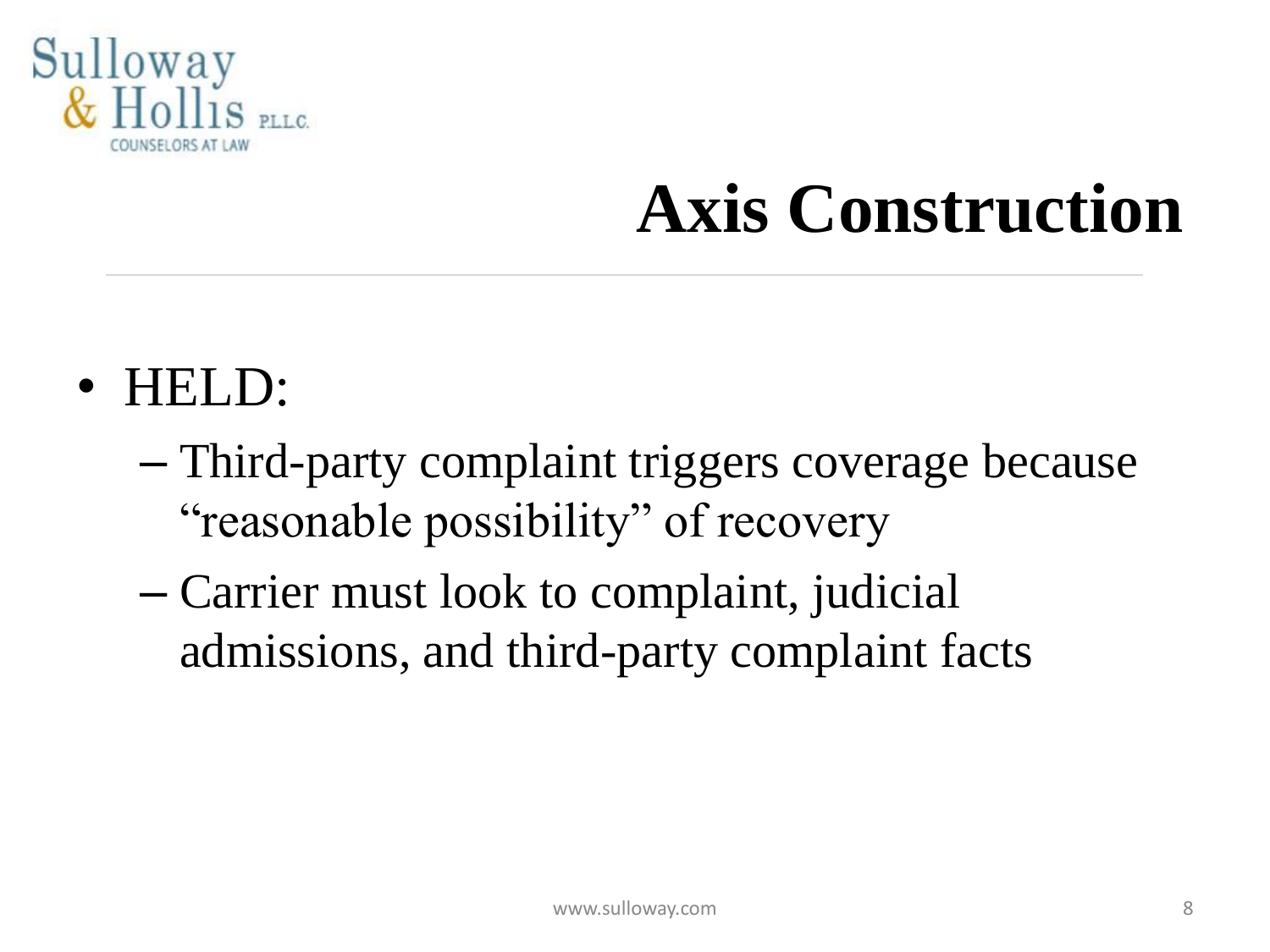# Axis Construction

- HELD:
  - Third-party complaint triggers coverage because "reasonable possibility" of recovery
  - Carrier must look to complaint, judicial admissions, and third-party complaint facts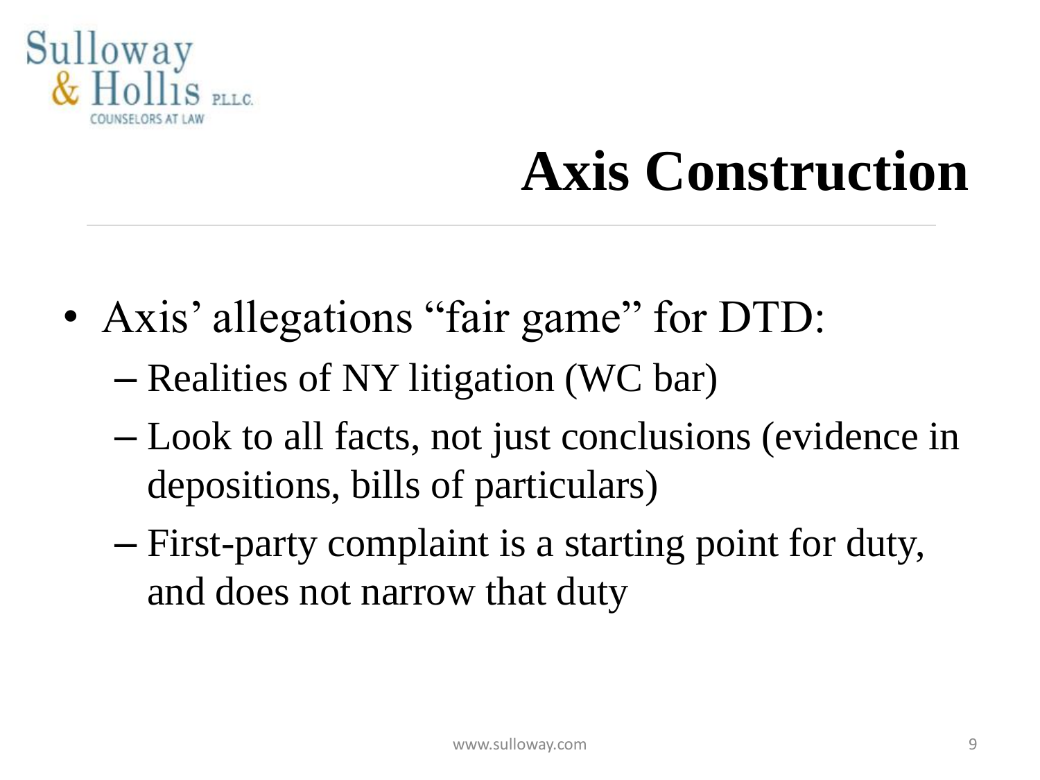# Axis Construction

- Axis' allegations "fair game" for DTD:
  - Realities of NY litigation (WC bar)
  - Look to all facts, not just conclusions (evidence in depositions, bills of particulars)
  - First-party complaint is a starting point for duty, and does not narrow that duty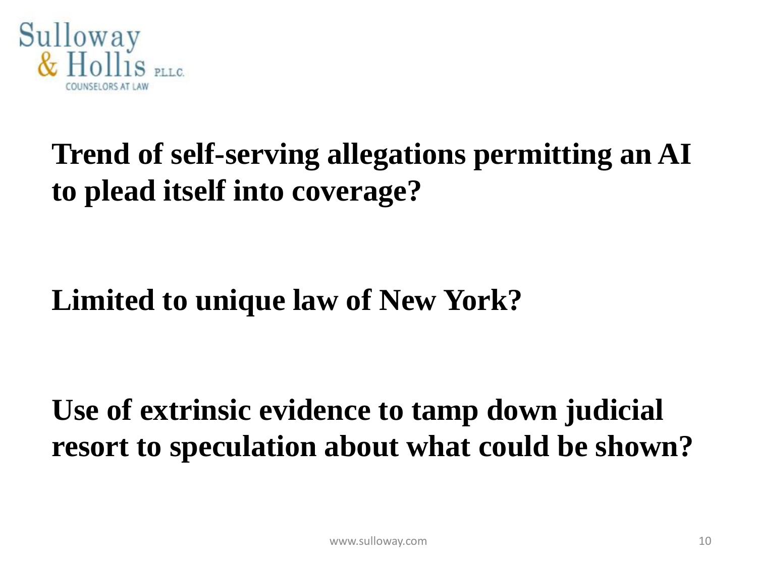**Trend of self-serving allegations permitting an AI to plead itself into coverage?**

**Limited to unique law of New York?**

**Use of extrinsic evidence to tamp down judicial resort to speculation about what could be shown?**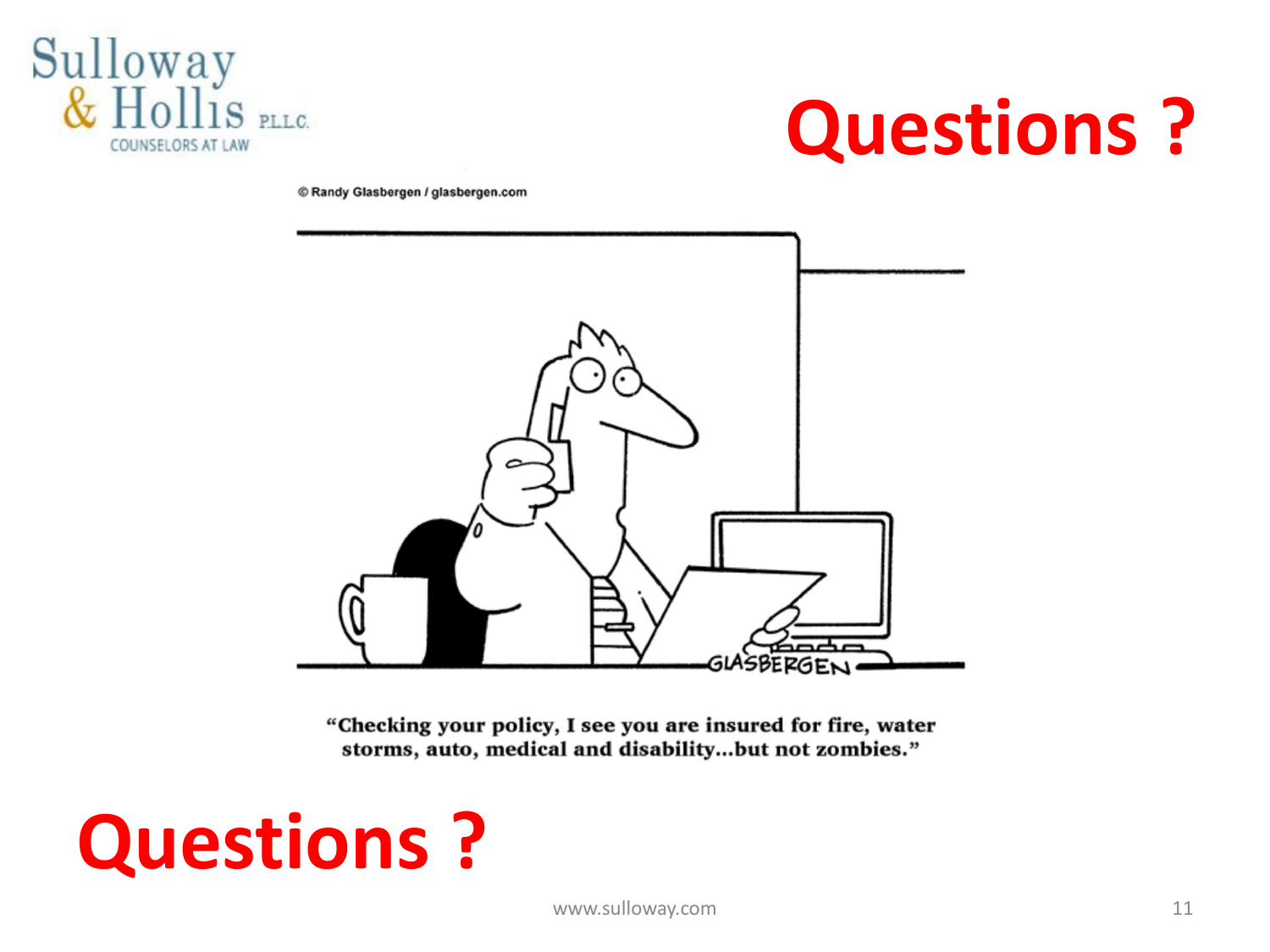Sulloway & Hollis P.L.L.C.
COUNSELORS AT LAW

# Questions ?

© Randy Glasbergen / glasbergen.com

"Checking your policy, I see you are insured for fire, water storms, auto, medical and disability...but not zombies."

# Questions ?

www.sulloway.com